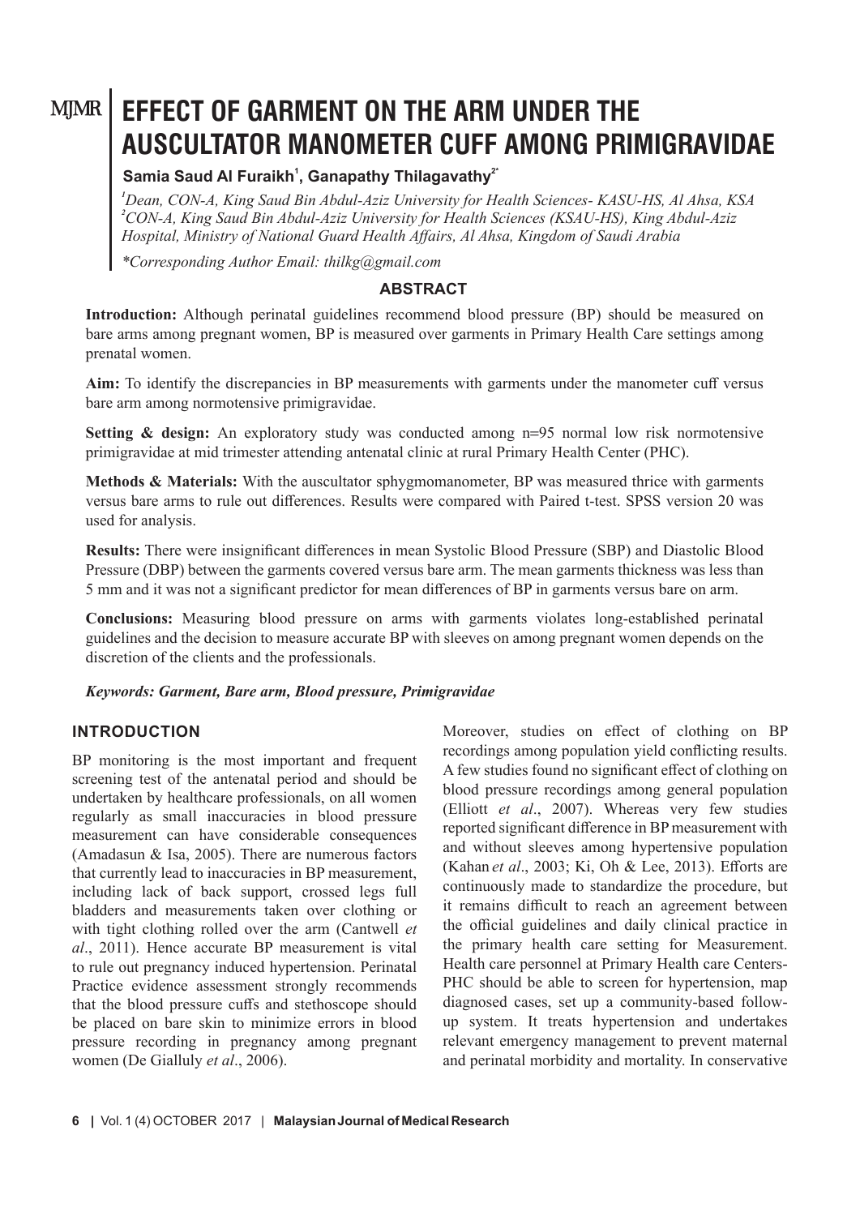# EFFECT OF GARMENT ON THE ARM UNDER THE AUSCULTATOR MANOMETER CUFF AMONG PRIMIGRAVIDAE

**Samia Saud Al Furaikh[1], Ganapathy Thilagavathy[2*]**

*[1]Dean, CON-A, King Saud Bin Abdul-Aziz University for Health Sciences- KASU-HS, Al Ahsa, KSA*
*[2]CON-A, King Saud Bin Abdul-Aziz University for Health Sciences (KSAU-HS), King Abdul-Aziz Hospital, Ministry of National Guard Health Affairs, Al Ahsa, Kingdom of Saudi Arabia*

*\*Corresponding Author Email: thilkg@gmail.com*

## ABSTRACT

**Introduction:** Although perinatal guidelines recommend blood pressure (BP) should be measured on bare arms among pregnant women, BP is measured over garments in Primary Health Care settings among prenatal women.

**Aim:** To identify the discrepancies in BP measurements with garments under the manometer cuff versus bare arm among normotensive primigravidae.

**Setting & design:** An exploratory study was conducted among n=95 normal low risk normotensive primigravidae at mid trimester attending antenatal clinic at rural Primary Health Center (PHC).

**Methods & Materials:** With the auscultator sphygmomanometer, BP was measured thrice with garments versus bare arms to rule out differences. Results were compared with Paired t-test. SPSS version 20 was used for analysis.

**Results:** There were insignificant differences in mean Systolic Blood Pressure (SBP) and Diastolic Blood Pressure (DBP) between the garments covered versus bare arm. The mean garments thickness was less than 5 mm and it was not a significant predictor for mean differences of BP in garments versus bare on arm.

**Conclusions:** Measuring blood pressure on arms with garments violates long-established perinatal guidelines and the decision to measure accurate BP with sleeves on among pregnant women depends on the discretion of the clients and the professionals.

***Keywords: Garment, Bare arm, Blood pressure, Primigravidae***

## INTRODUCTION

BP monitoring is the most important and frequent screening test of the antenatal period and should be undertaken by healthcare professionals, on all women regularly as small inaccuracies in blood pressure measurement can have considerable consequences (Amadasun & Isa, 2005). There are numerous factors that currently lead to inaccuracies in BP measurement, including lack of back support, crossed legs full bladders and measurements taken over clothing or with tight clothing rolled over the arm (Cantwell *et al*., 2011). Hence accurate BP measurement is vital to rule out pregnancy induced hypertension. Perinatal Practice evidence assessment strongly recommends that the blood pressure cuffs and stethoscope should be placed on bare skin to minimize errors in blood pressure recording in pregnancy among pregnant women (De Gialluly *et al*., 2006).

Moreover, studies on effect of clothing on BP recordings among population yield conflicting results. A few studies found no significant effect of clothing on blood pressure recordings among general population (Elliott *et al*., 2007). Whereas very few studies reported significant difference in BP measurement with and without sleeves among hypertensive population (Kahan *et al*., 2003; Ki, Oh & Lee, 2013). Efforts are continuously made to standardize the procedure, but it remains difficult to reach an agreement between the official guidelines and daily clinical practice in the primary health care setting for Measurement. Health care personnel at Primary Health care Centers-PHC should be able to screen for hypertension, map diagnosed cases, set up a community-based follow-up system. It treats hypertension and undertakes relevant emergency management to prevent maternal and perinatal morbidity and mortality. In conservative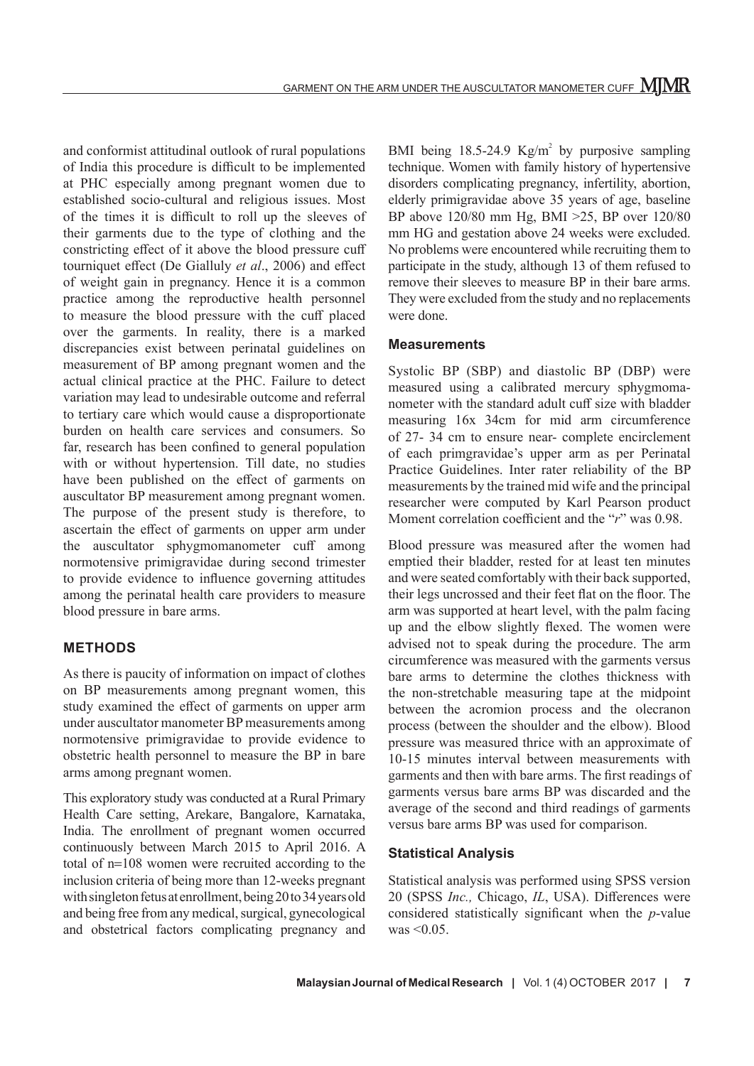and conformist attitudinal outlook of rural populations of India this procedure is difficult to be implemented at PHC especially among pregnant women due to established socio-cultural and religious issues. Most of the times it is difficult to roll up the sleeves of their garments due to the type of clothing and the constricting effect of it above the blood pressure cuff tourniquet effect (De Gialluly *et al*., 2006) and effect of weight gain in pregnancy. Hence it is a common practice among the reproductive health personnel to measure the blood pressure with the cuff placed over the garments. In reality, there is a marked discrepancies exist between perinatal guidelines on measurement of BP among pregnant women and the actual clinical practice at the PHC. Failure to detect variation may lead to undesirable outcome and referral to tertiary care which would cause a disproportionate burden on health care services and consumers. So far, research has been confined to general population with or without hypertension. Till date, no studies have been published on the effect of garments on auscultator BP measurement among pregnant women. The purpose of the present study is therefore, to ascertain the effect of garments on upper arm under the auscultator sphygmomanometer cuff among normotensive primigravidae during second trimester to provide evidence to influence governing attitudes among the perinatal health care providers to measure blood pressure in bare arms.

## METHODS

As there is paucity of information on impact of clothes on BP measurements among pregnant women, this study examined the effect of garments on upper arm under auscultator manometer BP measurements among normotensive primigravidae to provide evidence to obstetric health personnel to measure the BP in bare arms among pregnant women.

This exploratory study was conducted at a Rural Primary Health Care setting, Arekare, Bangalore, Karnataka, India. The enrollment of pregnant women occurred continuously between March 2015 to April 2016. A total of n=108 women were recruited according to the inclusion criteria of being more than 12-weeks pregnant with singleton fetus at enrollment, being 20 to 34 years old and being free from any medical, surgical, gynecological and obstetrical factors complicating pregnancy and BMI being 18.5-24.9 Kg/m$^2$ by purposive sampling technique. Women with family history of hypertensive disorders complicating pregnancy, infertility, abortion, elderly primigravidae above 35 years of age, baseline BP above 120/80 mm Hg, BMI >25, BP over 120/80 mm HG and gestation above 24 weeks were excluded. No problems were encountered while recruiting them to participate in the study, although 13 of them refused to remove their sleeves to measure BP in their bare arms. They were excluded from the study and no replacements were done.

### Measurements

Systolic BP (SBP) and diastolic BP (DBP) were measured using a calibrated mercury sphygmomanometer with the standard adult cuff size with bladder measuring 16x 34cm for mid arm circumference of 27- 34 cm to ensure near- complete encirclement of each primgravidae's upper arm as per Perinatal Practice Guidelines. Inter rater reliability of the BP measurements by the trained mid wife and the principal researcher were computed by Karl Pearson product Moment correlation coefficient and the "*r*" was 0.98.

Blood pressure was measured after the women had emptied their bladder, rested for at least ten minutes and were seated comfortably with their back supported, their legs uncrossed and their feet flat on the floor. The arm was supported at heart level, with the palm facing up and the elbow slightly flexed. The women were advised not to speak during the procedure. The arm circumference was measured with the garments versus bare arms to determine the clothes thickness with the non-stretchable measuring tape at the midpoint between the acromion process and the olecranon process (between the shoulder and the elbow). Blood pressure was measured thrice with an approximate of 10-15 minutes interval between measurements with garments and then with bare arms. The first readings of garments versus bare arms BP was discarded and the average of the second and third readings of garments versus bare arms BP was used for comparison.

### Statistical Analysis

Statistical analysis was performed using SPSS version 20 (SPSS *Inc.,* Chicago, *IL*, USA). Differences were considered statistically significant when the *p*-value was <0.05.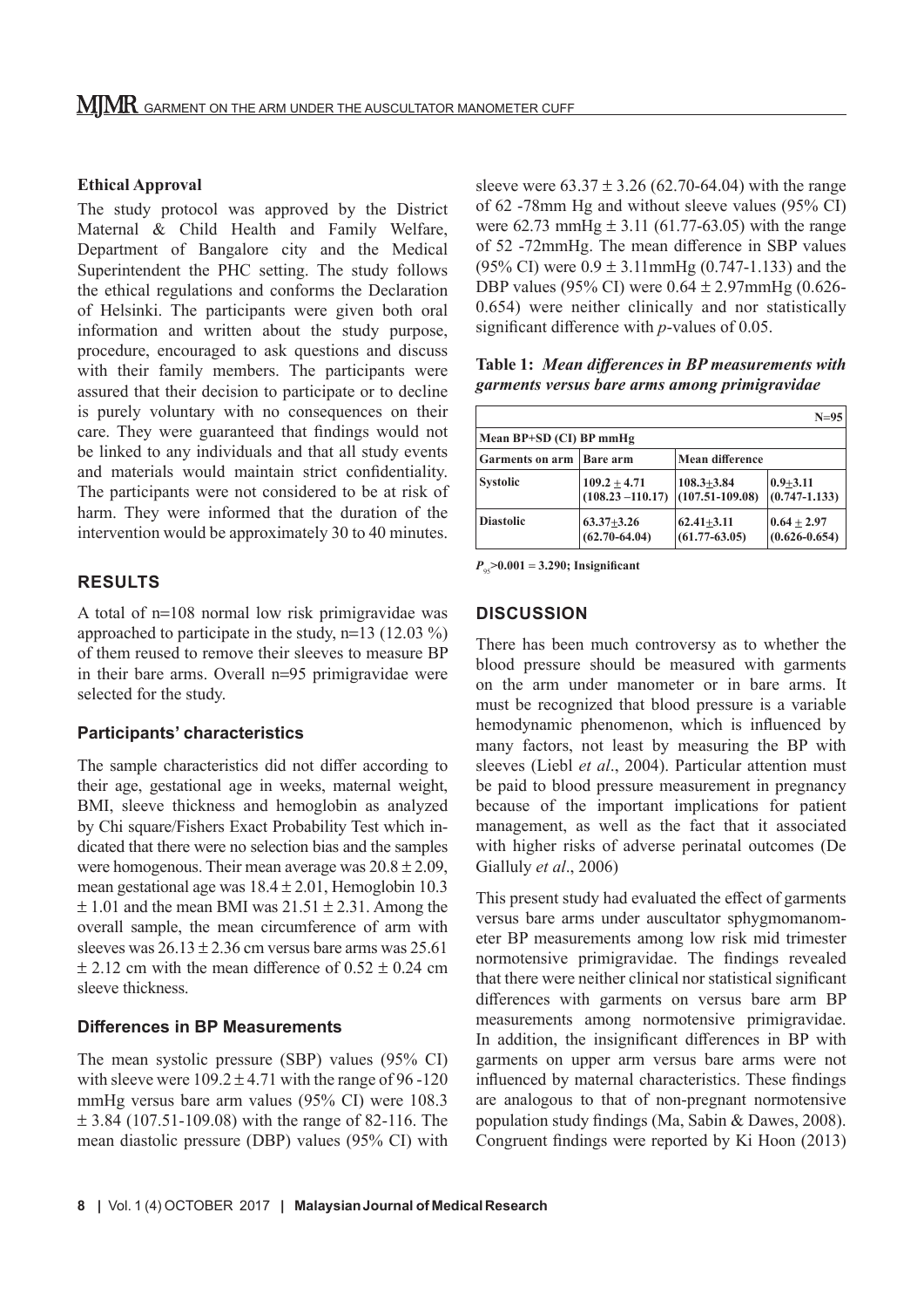**Ethical Approval**

The study protocol was approved by the District Maternal & Child Health and Family Welfare, Department of Bangalore city and the Medical Superintendent the PHC setting. The study follows the ethical regulations and conforms the Declaration of Helsinki. The participants were given both oral information and written about the study purpose, procedure, encouraged to ask questions and discuss with their family members. The participants were assured that their decision to participate or to decline is purely voluntary with no consequences on their care. They were guaranteed that findings would not be linked to any individuals and that all study events and materials would maintain strict confidentiality. The participants were not considered to be at risk of harm. They were informed that the duration of the intervention would be approximately 30 to 40 minutes.

## RESULTS

A total of n=108 normal low risk primigravidae was approached to participate in the study, n=13 (12.03 %) of them reused to remove their sleeves to measure BP in their bare arms. Overall n=95 primigravidae were selected for the study.

### Participants' characteristics

The sample characteristics did not differ according to their age, gestational age in weeks, maternal weight, BMI, sleeve thickness and hemoglobin as analyzed by Chi square/Fishers Exact Probability Test which indicated that there were no selection bias and the samples were homogenous. Their mean average was 20.8 ± 2.09, mean gestational age was 18.4 ± 2.01, Hemoglobin 10.3 ± 1.01 and the mean BMI was 21.51 ± 2.31. Among the overall sample, the mean circumference of arm with sleeves was 26.13 ± 2.36 cm versus bare arms was 25.61 ± 2.12 cm with the mean difference of 0.52 ± 0.24 cm sleeve thickness.

### Differences in BP Measurements

The mean systolic pressure (SBP) values (95% CI) with sleeve were 109.2 ± 4.71 with the range of 96 -120 mmHg versus bare arm values (95% CI) were 108.3 ± 3.84 (107.51-109.08) with the range of 82-116. The mean diastolic pressure (DBP) values (95% CI) with sleeve were 63.37 ± 3.26 (62.70-64.04) with the range of 62 -78mm Hg and without sleeve values (95% CI) were 62.73 mmHg ± 3.11 (61.77-63.05) with the range of 52 -72mmHg. The mean difference in SBP values (95% CI) were 0.9 ± 3.11mmHg (0.747-1.133) and the DBP values (95% CI) were 0.64 ± 2.97mmHg (0.626-0.654) were neither clinically and nor statistically significant difference with *p*-values of 0.05.

**Table 1:** ***Mean differences in BP measurements with garments versus bare arms among primigravidae***

| | | | N=95 |
|---|---|---|---|
| **Mean BP+SD (CI) BP mmHg** | | | |
| **Garments on arm** | **Bare arm** | **Mean difference** | |
| **Systolic** | **109.2 + 4.71 (108.23 –110.17)** | **108.3+3.84 (107.51-109.08)** | **0.9+3.11 (0.747-1.133)** |
| **Diastolic** | **63.37+3.26 (62.70-64.04)** | **62.41+3.11 (61.77-63.05)** | **0.64 + 2.97 (0.626-0.654)** |

$P_{95}$**>0.001 = 3.290; Insignificant**

## DISCUSSION

There has been much controversy as to whether the blood pressure should be measured with garments on the arm under manometer or in bare arms. It must be recognized that blood pressure is a variable hemodynamic phenomenon, which is influenced by many factors, not least by measuring the BP with sleeves (Liebl *et al*., 2004). Particular attention must be paid to blood pressure measurement in pregnancy because of the important implications for patient management, as well as the fact that it associated with higher risks of adverse perinatal outcomes (De Gialluly *et al*., 2006)

This present study had evaluated the effect of garments versus bare arms under auscultator sphygmomanometer BP measurements among low risk mid trimester normotensive primigravidae. The findings revealed that there were neither clinical nor statistical significant differences with garments on versus bare arm BP measurements among normotensive primigravidae. In addition, the insignificant differences in BP with garments on upper arm versus bare arms were not influenced by maternal characteristics. These findings are analogous to that of non-pregnant normotensive population study findings (Ma, Sabin & Dawes, 2008). Congruent findings were reported by Ki Hoon (2013)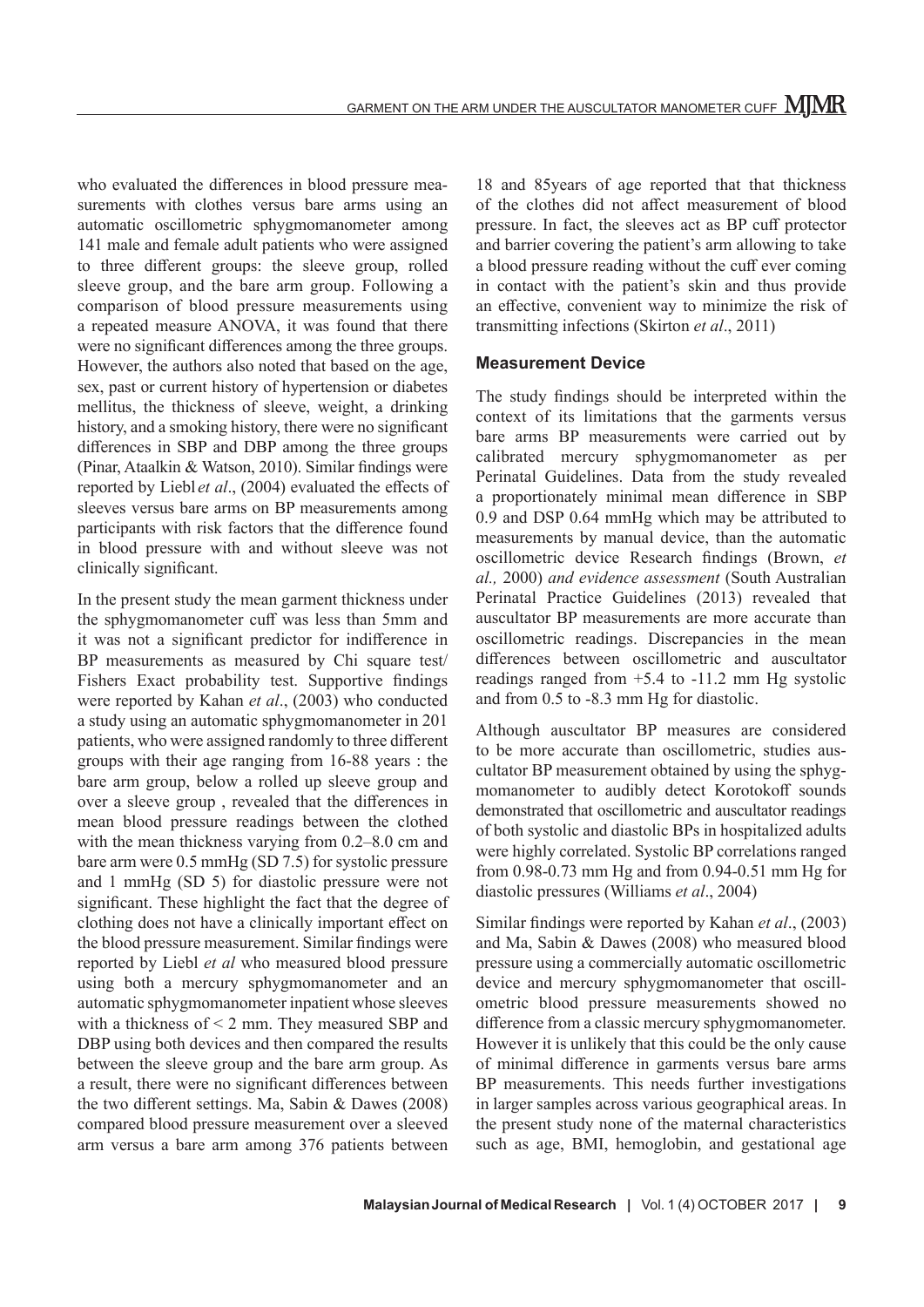who evaluated the differences in blood pressure measurements with clothes versus bare arms using an automatic oscillometric sphygmomanometer among 141 male and female adult patients who were assigned to three different groups: the sleeve group, rolled sleeve group, and the bare arm group. Following a comparison of blood pressure measurements using a repeated measure ANOVA, it was found that there were no significant differences among the three groups. However, the authors also noted that based on the age, sex, past or current history of hypertension or diabetes mellitus, the thickness of sleeve, weight, a drinking history, and a smoking history, there were no significant differences in SBP and DBP among the three groups (Pinar, Ataalkin & Watson, 2010). Similar findings were reported by Liebl *et al*., (2004) evaluated the effects of sleeves versus bare arms on BP measurements among participants with risk factors that the difference found in blood pressure with and without sleeve was not clinically significant.

In the present study the mean garment thickness under the sphygmomanometer cuff was less than 5mm and it was not a significant predictor for indifference in BP measurements as measured by Chi square test/ Fishers Exact probability test. Supportive findings were reported by Kahan *et al*., (2003) who conducted a study using an automatic sphygmomanometer in 201 patients, who were assigned randomly to three different groups with their age ranging from 16-88 years : the bare arm group, below a rolled up sleeve group and over a sleeve group , revealed that the differences in mean blood pressure readings between the clothed with the mean thickness varying from 0.2–8.0 cm and bare arm were 0.5 mmHg (SD 7.5) for systolic pressure and 1 mmHg (SD 5) for diastolic pressure were not significant. These highlight the fact that the degree of clothing does not have a clinically important effect on the blood pressure measurement. Similar findings were reported by Liebl *et al* who measured blood pressure using both a mercury sphygmomanometer and an automatic sphygmomanometer inpatient whose sleeves with a thickness of < 2 mm. They measured SBP and DBP using both devices and then compared the results between the sleeve group and the bare arm group. As a result, there were no significant differences between the two different settings. Ma, Sabin & Dawes (2008) compared blood pressure measurement over a sleeved arm versus a bare arm among 376 patients between 18 and 85years of age reported that that thickness of the clothes did not affect measurement of blood pressure. In fact, the sleeves act as BP cuff protector and barrier covering the patient's arm allowing to take a blood pressure reading without the cuff ever coming in contact with the patient's skin and thus provide an effective, convenient way to minimize the risk of transmitting infections (Skirton *et al*., 2011)

### Measurement Device

The study findings should be interpreted within the context of its limitations that the garments versus bare arms BP measurements were carried out by calibrated mercury sphygmomanometer as per Perinatal Guidelines. Data from the study revealed a proportionately minimal mean difference in SBP 0.9 and DSP 0.64 mmHg which may be attributed to measurements by manual device, than the automatic oscillometric device Research findings (Brown, *et al.,* 2000) *and evidence assessment* (South Australian Perinatal Practice Guidelines (2013) revealed that auscultator BP measurements are more accurate than oscillometric readings. Discrepancies in the mean differences between oscillometric and auscultator readings ranged from +5.4 to -11.2 mm Hg systolic and from 0.5 to -8.3 mm Hg for diastolic.

Although auscultator BP measures are considered to be more accurate than oscillometric, studies auscultator BP measurement obtained by using the sphygmomanometer to audibly detect Korotokoff sounds demonstrated that oscillometric and auscultator readings of both systolic and diastolic BPs in hospitalized adults were highly correlated. Systolic BP correlations ranged from 0.98-0.73 mm Hg and from 0.94-0.51 mm Hg for diastolic pressures (Williams *et al*., 2004)

Similar findings were reported by Kahan *et al*., (2003) and Ma, Sabin & Dawes (2008) who measured blood pressure using a commercially automatic oscillometric device and mercury sphygmomanometer that oscillometric blood pressure measurements showed no difference from a classic mercury sphygmomanometer. However it is unlikely that this could be the only cause of minimal difference in garments versus bare arms BP measurements. This needs further investigations in larger samples across various geographical areas. In the present study none of the maternal characteristics such as age, BMI, hemoglobin, and gestational age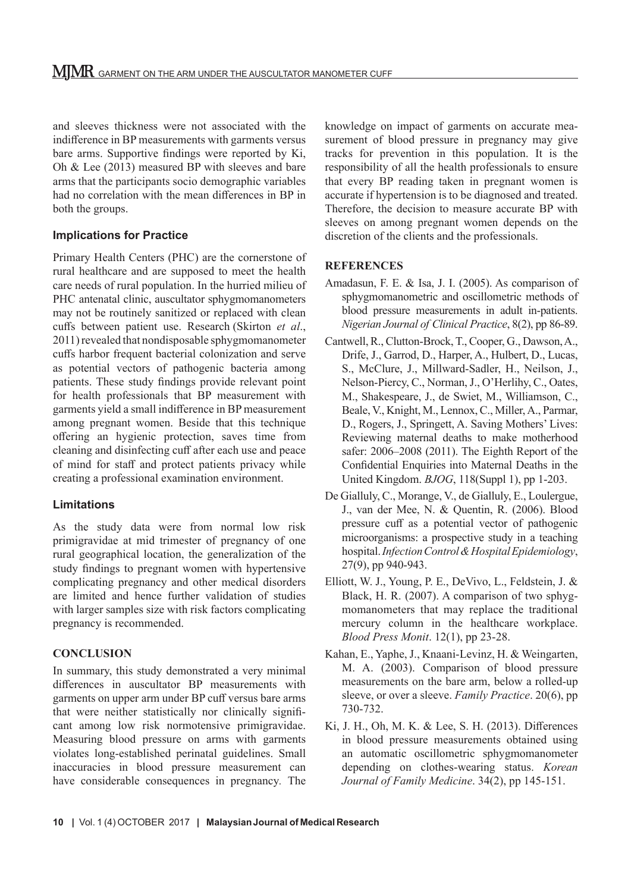and sleeves thickness were not associated with the indifference in BP measurements with garments versus bare arms. Supportive findings were reported by Ki, Oh & Lee (2013) measured BP with sleeves and bare arms that the participants socio demographic variables had no correlation with the mean differences in BP in both the groups.

### Implications for Practice

Primary Health Centers (PHC) are the cornerstone of rural healthcare and are supposed to meet the health care needs of rural population. In the hurried milieu of PHC antenatal clinic, auscultator sphygmomanometers may not be routinely sanitized or replaced with clean cuffs between patient use. Research (Skirton *et al*., 2011) revealed that nondisposable sphygmomanometer cuffs harbor frequent bacterial colonization and serve as potential vectors of pathogenic bacteria among patients. These study findings provide relevant point for health professionals that BP measurement with garments yield a small indifference in BP measurement among pregnant women. Beside that this technique offering an hygienic protection, saves time from cleaning and disinfecting cuff after each use and peace of mind for staff and protect patients privacy while creating a professional examination environment.

### Limitations

As the study data were from normal low risk primigravidae at mid trimester of pregnancy of one rural geographical location, the generalization of the study findings to pregnant women with hypertensive complicating pregnancy and other medical disorders are limited and hence further validation of studies with larger samples size with risk factors complicating pregnancy is recommended.

## CONCLUSION

In summary, this study demonstrated a very minimal differences in auscultator BP measurements with garments on upper arm under BP cuff versus bare arms that were neither statistically nor clinically significant among low risk normotensive primigravidae. Measuring blood pressure on arms with garments violates long-established perinatal guidelines. Small inaccuracies in blood pressure measurement can have considerable consequences in pregnancy. The knowledge on impact of garments on accurate measurement of blood pressure in pregnancy may give tracks for prevention in this population. It is the responsibility of all the health professionals to ensure that every BP reading taken in pregnant women is accurate if hypertension is to be diagnosed and treated. Therefore, the decision to measure accurate BP with sleeves on among pregnant women depends on the discretion of the clients and the professionals.

## REFERENCES

Amadasun, F. E. & Isa, J. I. (2005). As comparison of sphygmomanometric and oscillometric methods of blood pressure measurements in adult in-patients. *Nigerian Journal of Clinical Practice*, 8(2), pp 86-89.

Cantwell, R., Clutton-Brock, T., Cooper, G., Dawson, A., Drife, J., Garrod, D., Harper, A., Hulbert, D., Lucas, S., McClure, J., Millward-Sadler, H., Neilson, J., Nelson-Piercy, C., Norman, J., O'Herlihy, C., Oates, M., Shakespeare, J., de Swiet, M., Williamson, C., Beale, V., Knight, M., Lennox, C., Miller, A., Parmar, D., Rogers, J., Springett, A. Saving Mothers' Lives: Reviewing maternal deaths to make motherhood safer: 2006–2008 (2011). The Eighth Report of the Confidential Enquiries into Maternal Deaths in the United Kingdom. *BJOG*, 118(Suppl 1), pp 1-203.

De Gialluly, C., Morange, V., de Gialluly, E., Loulergue, J., van der Mee, N. & Quentin, R. (2006). Blood pressure cuff as a potential vector of pathogenic microorganisms: a prospective study in a teaching hospital. *Infection Control & Hospital Epidemiology*, 27(9), pp 940-943.

Elliott, W. J., Young, P. E., DeVivo, L., Feldstein, J. & Black, H. R. (2007). A comparison of two sphygmomanometers that may replace the traditional mercury column in the healthcare workplace. *Blood Press Monit*. 12(1), pp 23-28.

Kahan, E., Yaphe, J., Knaani-Levinz, H. & Weingarten, M. A. (2003). Comparison of blood pressure measurements on the bare arm, below a rolled-up sleeve, or over a sleeve. *Family Practice*. 20(6), pp 730-732.

Ki, J. H., Oh, M. K. & Lee, S. H. (2013). Differences in blood pressure measurements obtained using an automatic oscillometric sphygmomanometer depending on clothes-wearing status. *Korean Journal of Family Medicine*. 34(2), pp 145-151.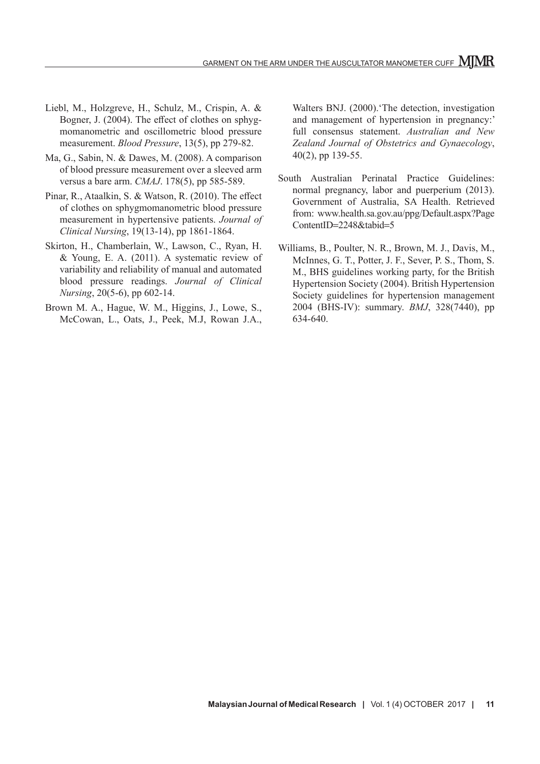Liebl, M., Holzgreve, H., Schulz, M., Crispin, A. & Bogner, J. (2004). The effect of clothes on sphygmomanometric and oscillometric blood pressure measurement. *Blood Pressure*, 13(5), pp 279-82.

Ma, G., Sabin, N. & Dawes, M. (2008). A comparison of blood pressure measurement over a sleeved arm versus a bare arm. *CMAJ*. 178(5), pp 585-589.

Pinar, R., Ataalkin, S. & Watson, R. (2010). The effect of clothes on sphygmomanometric blood pressure measurement in hypertensive patients. *Journal of Clinical Nursing*, 19(13-14), pp 1861-1864.

Skirton, H., Chamberlain, W., Lawson, C., Ryan, H. & Young, E. A. (2011). A systematic review of variability and reliability of manual and automated blood pressure readings. *Journal of Clinical Nursing*, 20(5-6), pp 602-14.

Brown M. A., Hague, W. M., Higgins, J., Lowe, S., McCowan, L., Oats, J., Peek, M.J, Rowan J.A., Walters BNJ. (2000).'The detection, investigation and management of hypertension in pregnancy:' full consensus statement. *Australian and New Zealand Journal of Obstetrics and Gynaecology*, 40(2), pp 139-55.

South Australian Perinatal Practice Guidelines: normal pregnancy, labor and puerperium (2013). Government of Australia, SA Health. Retrieved from: www.health.sa.gov.au/ppg/Default.aspx?PageContentID=2248&tabid=5

Williams, B., Poulter, N. R., Brown, M. J., Davis, M., McInnes, G. T., Potter, J. F., Sever, P. S., Thom, S. M., BHS guidelines working party, for the British Hypertension Society (2004). British Hypertension Society guidelines for hypertension management 2004 (BHS-IV): summary. *BMJ*, 328(7440), pp 634-640.